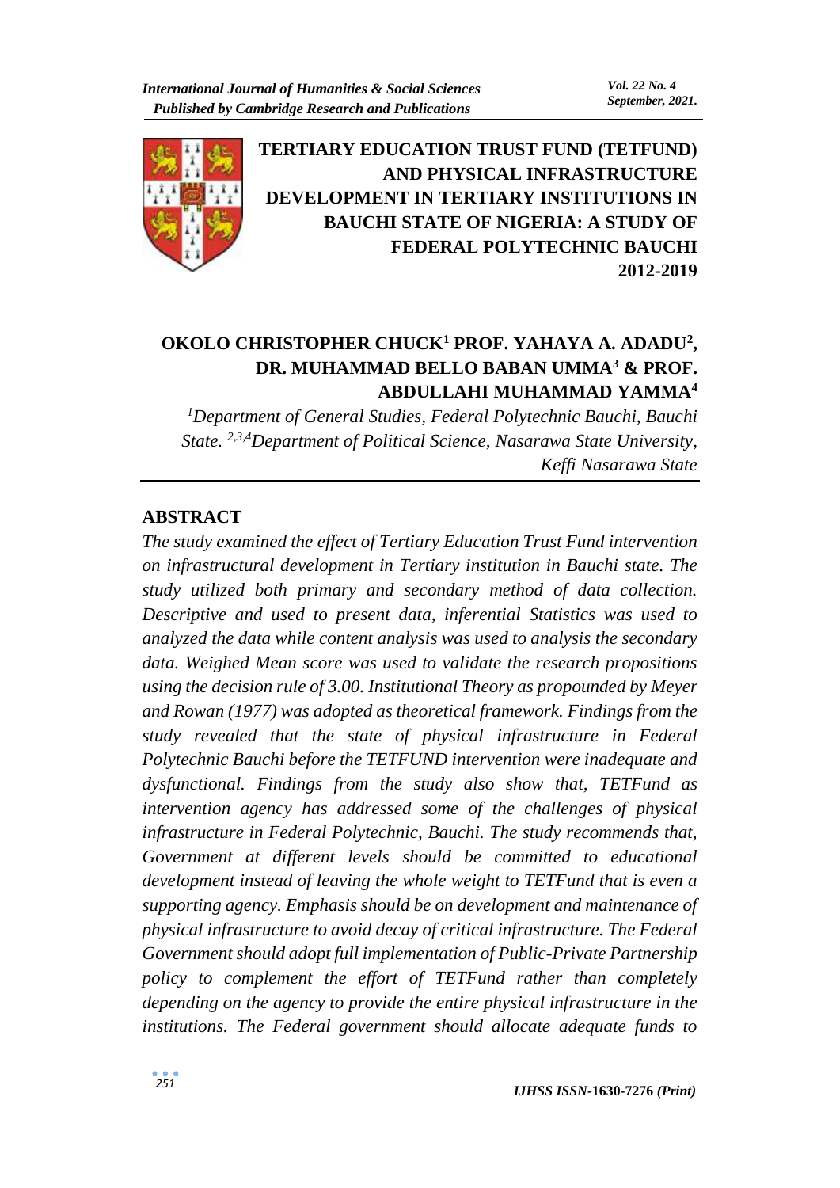# TERTIARY EDUCATION TRUST FUND (TETFUND) AND PHYSICAL INFRASTRUCTURE DEVELOPMENT IN TERTIARY INSTITUTIONS IN BAUCHI STATE OF NIGERIA: A STUDY OF FEDERAL POLYTECHNIC BAUCHI 2012-2019

**OKOLO CHRISTOPHER CHUCK[1] PROF. YAHAYA A. ADADU[2], DR. MUHAMMAD BELLO BABAN UMMA[3] & PROF. ABDULLAHI MUHAMMAD YAMMA[4]**

*[1]Department of General Studies, Federal Polytechnic Bauchi, Bauchi State. [2,3,4]Department of Political Science, Nasarawa State University, Keffi Nasarawa State*

## ABSTRACT

*The study examined the effect of Tertiary Education Trust Fund intervention on infrastructural development in Tertiary institution in Bauchi state. The study utilized both primary and secondary method of data collection. Descriptive and used to present data, inferential Statistics was used to analyzed the data while content analysis was used to analysis the secondary data. Weighed Mean score was used to validate the research propositions using the decision rule of 3.00. Institutional Theory as propounded by Meyer and Rowan (1977) was adopted as theoretical framework. Findings from the study revealed that the state of physical infrastructure in Federal Polytechnic Bauchi before the TETFUND intervention were inadequate and dysfunctional. Findings from the study also show that, TETFund as intervention agency has addressed some of the challenges of physical infrastructure in Federal Polytechnic, Bauchi. The study recommends that, Government at different levels should be committed to educational development instead of leaving the whole weight to TETFund that is even a supporting agency. Emphasis should be on development and maintenance of physical infrastructure to avoid decay of critical infrastructure. The Federal Government should adopt full implementation of Public-Private Partnership policy to complement the effort of TETFund rather than completely depending on the agency to provide the entire physical infrastructure in the institutions. The Federal government should allocate adequate funds to*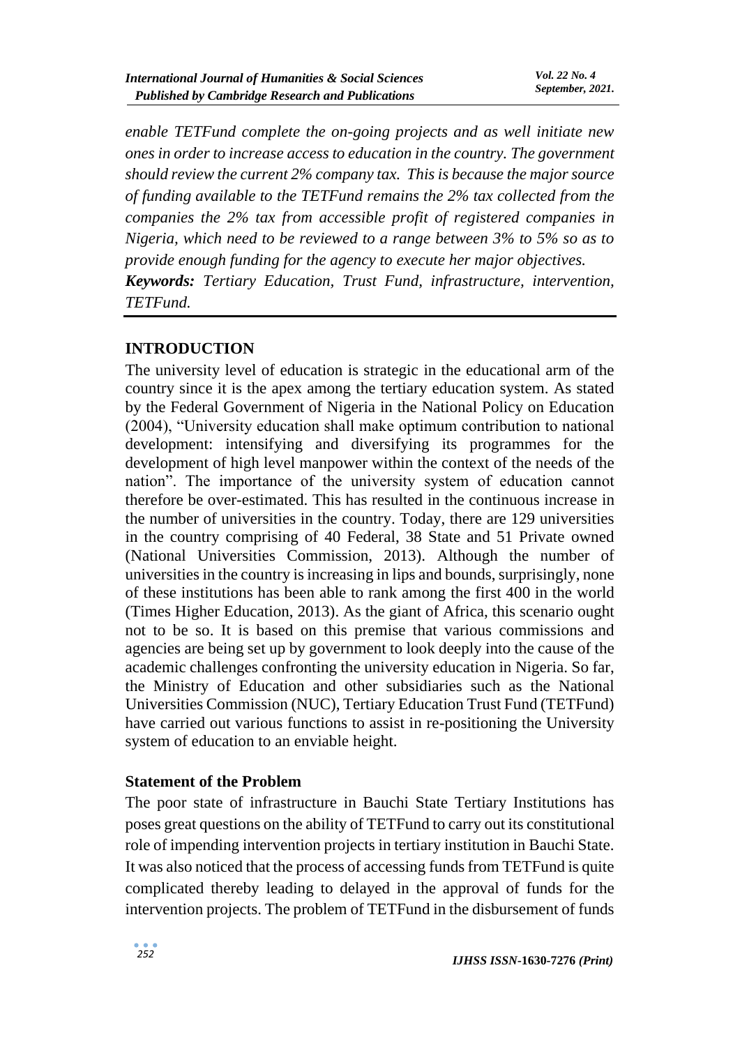*enable TETFund complete the on-going projects and as well initiate new ones in order to increase access to education in the country. The government should review the current 2% company tax. This is because the major source of funding available to the TETFund remains the 2% tax collected from the companies the 2% tax from accessible profit of registered companies in Nigeria, which need to be reviewed to a range between 3% to 5% so as to provide enough funding for the agency to execute her major objectives.*

***Keywords:*** *Tertiary Education, Trust Fund, infrastructure, intervention, TETFund.*

## INTRODUCTION

The university level of education is strategic in the educational arm of the country since it is the apex among the tertiary education system. As stated by the Federal Government of Nigeria in the National Policy on Education (2004), "University education shall make optimum contribution to national development: intensifying and diversifying its programmes for the development of high level manpower within the context of the needs of the nation". The importance of the university system of education cannot therefore be over-estimated. This has resulted in the continuous increase in the number of universities in the country. Today, there are 129 universities in the country comprising of 40 Federal, 38 State and 51 Private owned (National Universities Commission, 2013). Although the number of universities in the country is increasing in lips and bounds, surprisingly, none of these institutions has been able to rank among the first 400 in the world (Times Higher Education, 2013). As the giant of Africa, this scenario ought not to be so. It is based on this premise that various commissions and agencies are being set up by government to look deeply into the cause of the academic challenges confronting the university education in Nigeria. So far, the Ministry of Education and other subsidiaries such as the National Universities Commission (NUC), Tertiary Education Trust Fund (TETFund) have carried out various functions to assist in re-positioning the University system of education to an enviable height.

### Statement of the Problem

The poor state of infrastructure in Bauchi State Tertiary Institutions has poses great questions on the ability of TETFund to carry out its constitutional role of impending intervention projects in tertiary institution in Bauchi State. It was also noticed that the process of accessing funds from TETFund is quite complicated thereby leading to delayed in the approval of funds for the intervention projects. The problem of TETFund in the disbursement of funds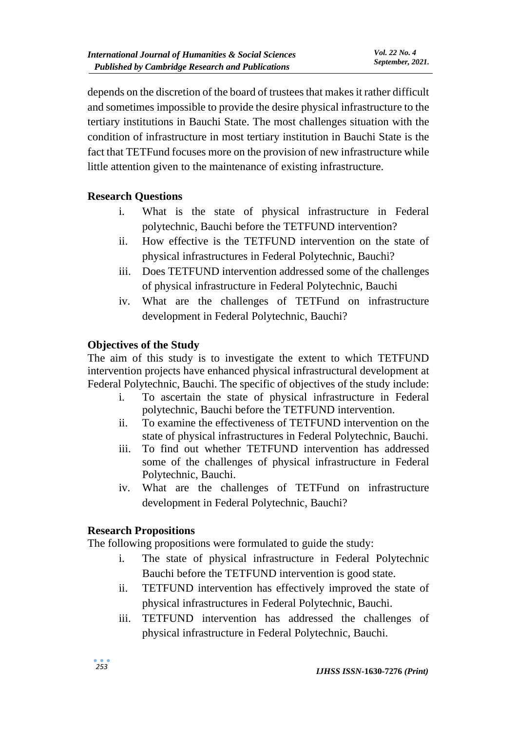depends on the discretion of the board of trustees that makes it rather difficult and sometimes impossible to provide the desire physical infrastructure to the tertiary institutions in Bauchi State. The most challenges situation with the condition of infrastructure in most tertiary institution in Bauchi State is the fact that TETFund focuses more on the provision of new infrastructure while little attention given to the maintenance of existing infrastructure.

## Research Questions

i. What is the state of physical infrastructure in Federal polytechnic, Bauchi before the TETFUND intervention?
ii. How effective is the TETFUND intervention on the state of physical infrastructures in Federal Polytechnic, Bauchi?
iii. Does TETFUND intervention addressed some of the challenges of physical infrastructure in Federal Polytechnic, Bauchi
iv. What are the challenges of TETFund on infrastructure development in Federal Polytechnic, Bauchi?

## Objectives of the Study

The aim of this study is to investigate the extent to which TETFUND intervention projects have enhanced physical infrastructural development at Federal Polytechnic, Bauchi. The specific of objectives of the study include:

i. To ascertain the state of physical infrastructure in Federal polytechnic, Bauchi before the TETFUND intervention.
ii. To examine the effectiveness of TETFUND intervention on the state of physical infrastructures in Federal Polytechnic, Bauchi.
iii. To find out whether TETFUND intervention has addressed some of the challenges of physical infrastructure in Federal Polytechnic, Bauchi.
iv. What are the challenges of TETFund on infrastructure development in Federal Polytechnic, Bauchi?

## Research Propositions

The following propositions were formulated to guide the study:

i. The state of physical infrastructure in Federal Polytechnic Bauchi before the TETFUND intervention is good state.
ii. TETFUND intervention has effectively improved the state of physical infrastructures in Federal Polytechnic, Bauchi.
iii. TETFUND intervention has addressed the challenges of physical infrastructure in Federal Polytechnic, Bauchi.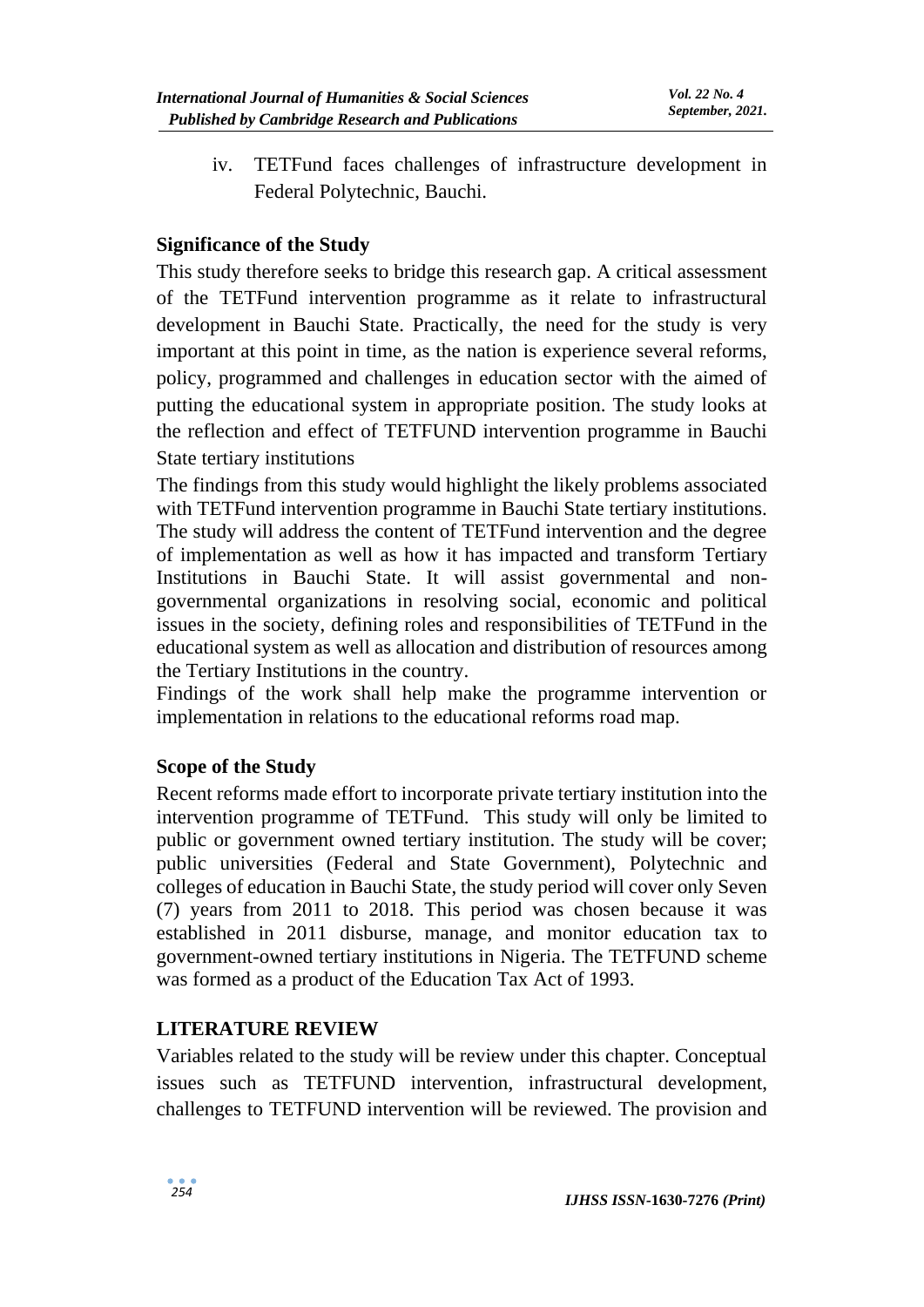iv. TETFund faces challenges of infrastructure development in Federal Polytechnic, Bauchi.

## Significance of the Study

This study therefore seeks to bridge this research gap. A critical assessment of the TETFund intervention programme as it relate to infrastructural development in Bauchi State. Practically, the need for the study is very important at this point in time, as the nation is experience several reforms, policy, programmed and challenges in education sector with the aimed of putting the educational system in appropriate position. The study looks at the reflection and effect of TETFUND intervention programme in Bauchi State tertiary institutions

The findings from this study would highlight the likely problems associated with TETFund intervention programme in Bauchi State tertiary institutions. The study will address the content of TETFund intervention and the degree of implementation as well as how it has impacted and transform Tertiary Institutions in Bauchi State. It will assist governmental and non-governmental organizations in resolving social, economic and political issues in the society, defining roles and responsibilities of TETFund in the educational system as well as allocation and distribution of resources among the Tertiary Institutions in the country.

Findings of the work shall help make the programme intervention or implementation in relations to the educational reforms road map.

## Scope of the Study

Recent reforms made effort to incorporate private tertiary institution into the intervention programme of TETFund. This study will only be limited to public or government owned tertiary institution. The study will be cover; public universities (Federal and State Government), Polytechnic and colleges of education in Bauchi State, the study period will cover only Seven (7) years from 2011 to 2018. This period was chosen because it was established in 2011 disburse, manage, and monitor education tax to government-owned tertiary institutions in Nigeria. The TETFUND scheme was formed as a product of the Education Tax Act of 1993.

## LITERATURE REVIEW

Variables related to the study will be review under this chapter. Conceptual issues such as TETFUND intervention, infrastructural development, challenges to TETFUND intervention will be reviewed. The provision and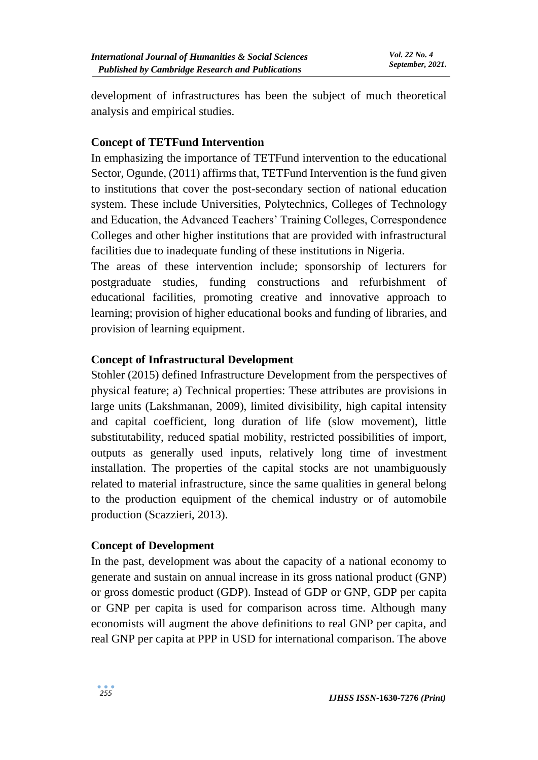development of infrastructures has been the subject of much theoretical analysis and empirical studies.

## Concept of TETFund Intervention

In emphasizing the importance of TETFund intervention to the educational Sector, Ogunde, (2011) affirms that, TETFund Intervention is the fund given to institutions that cover the post-secondary section of national education system. These include Universities, Polytechnics, Colleges of Technology and Education, the Advanced Teachers' Training Colleges, Correspondence Colleges and other higher institutions that are provided with infrastructural facilities due to inadequate funding of these institutions in Nigeria.

The areas of these intervention include; sponsorship of lecturers for postgraduate studies, funding constructions and refurbishment of educational facilities, promoting creative and innovative approach to learning; provision of higher educational books and funding of libraries, and provision of learning equipment.

## Concept of Infrastructural Development

Stohler (2015) defined Infrastructure Development from the perspectives of physical feature; a) Technical properties: These attributes are provisions in large units (Lakshmanan, 2009), limited divisibility, high capital intensity and capital coefficient, long duration of life (slow movement), little substitutability, reduced spatial mobility, restricted possibilities of import, outputs as generally used inputs, relatively long time of investment installation. The properties of the capital stocks are not unambiguously related to material infrastructure, since the same qualities in general belong to the production equipment of the chemical industry or of automobile production (Scazzieri, 2013).

## Concept of Development

In the past, development was about the capacity of a national economy to generate and sustain on annual increase in its gross national product (GNP) or gross domestic product (GDP). Instead of GDP or GNP, GDP per capita or GNP per capita is used for comparison across time. Although many economists will augment the above definitions to real GNP per capita, and real GNP per capita at PPP in USD for international comparison. The above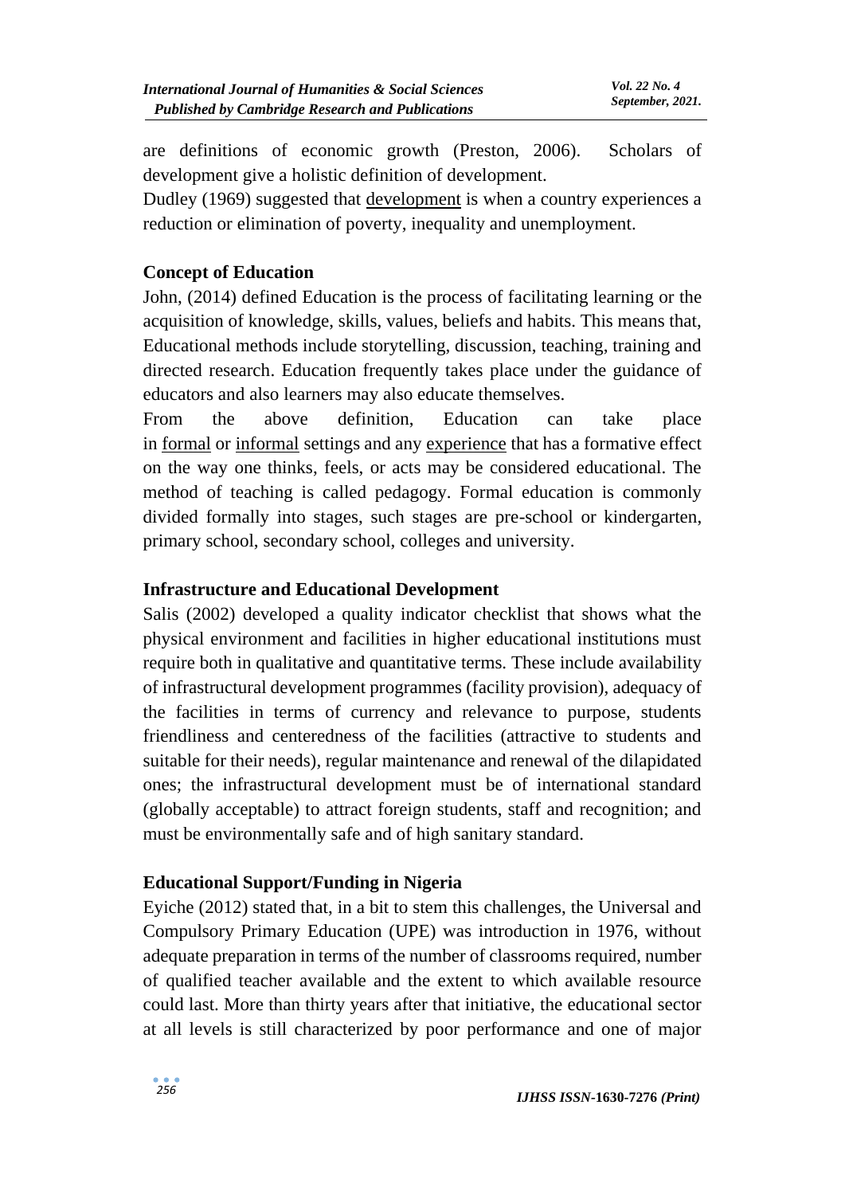are definitions of economic growth (Preston, 2006). Scholars of development give a holistic definition of development.

Dudley (1969) suggested that development is when a country experiences a reduction or elimination of poverty, inequality and unemployment.

### Concept of Education

John, (2014) defined Education is the process of facilitating learning or the acquisition of knowledge, skills, values, beliefs and habits. This means that, Educational methods include storytelling, discussion, teaching, training and directed research. Education frequently takes place under the guidance of educators and also learners may also educate themselves.

From the above definition, Education can take place in formal or informal settings and any experience that has a formative effect on the way one thinks, feels, or acts may be considered educational. The method of teaching is called pedagogy. Formal education is commonly divided formally into stages, such stages are pre-school or kindergarten, primary school, secondary school, colleges and university.

### Infrastructure and Educational Development

Salis (2002) developed a quality indicator checklist that shows what the physical environment and facilities in higher educational institutions must require both in qualitative and quantitative terms. These include availability of infrastructural development programmes (facility provision), adequacy of the facilities in terms of currency and relevance to purpose, students friendliness and centeredness of the facilities (attractive to students and suitable for their needs), regular maintenance and renewal of the dilapidated ones; the infrastructural development must be of international standard (globally acceptable) to attract foreign students, staff and recognition; and must be environmentally safe and of high sanitary standard.

### Educational Support/Funding in Nigeria

Eyiche (2012) stated that, in a bit to stem this challenges, the Universal and Compulsory Primary Education (UPE) was introduction in 1976, without adequate preparation in terms of the number of classrooms required, number of qualified teacher available and the extent to which available resource could last. More than thirty years after that initiative, the educational sector at all levels is still characterized by poor performance and one of major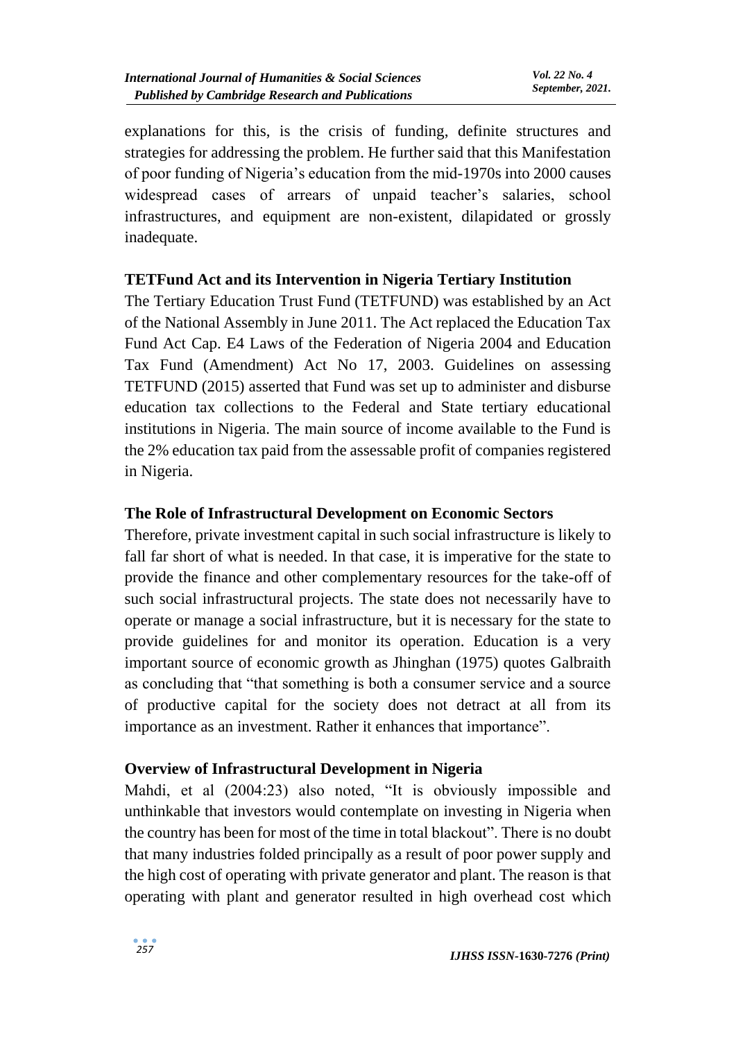explanations for this, is the crisis of funding, definite structures and strategies for addressing the problem. He further said that this Manifestation of poor funding of Nigeria's education from the mid-1970s into 2000 causes widespread cases of arrears of unpaid teacher's salaries, school infrastructures, and equipment are non-existent, dilapidated or grossly inadequate.

### TETFund Act and its Intervention in Nigeria Tertiary Institution

The Tertiary Education Trust Fund (TETFUND) was established by an Act of the National Assembly in June 2011. The Act replaced the Education Tax Fund Act Cap. E4 Laws of the Federation of Nigeria 2004 and Education Tax Fund (Amendment) Act No 17, 2003. Guidelines on assessing TETFUND (2015) asserted that Fund was set up to administer and disburse education tax collections to the Federal and State tertiary educational institutions in Nigeria. The main source of income available to the Fund is the 2% education tax paid from the assessable profit of companies registered in Nigeria.

### The Role of Infrastructural Development on Economic Sectors

Therefore, private investment capital in such social infrastructure is likely to fall far short of what is needed. In that case, it is imperative for the state to provide the finance and other complementary resources for the take-off of such social infrastructural projects. The state does not necessarily have to operate or manage a social infrastructure, but it is necessary for the state to provide guidelines for and monitor its operation. Education is a very important source of economic growth as Jhinghan (1975) quotes Galbraith as concluding that "that something is both a consumer service and a source of productive capital for the society does not detract at all from its importance as an investment. Rather it enhances that importance".

### Overview of Infrastructural Development in Nigeria

Mahdi, et al (2004:23) also noted, "It is obviously impossible and unthinkable that investors would contemplate on investing in Nigeria when the country has been for most of the time in total blackout". There is no doubt that many industries folded principally as a result of poor power supply and the high cost of operating with private generator and plant. The reason is that operating with plant and generator resulted in high overhead cost which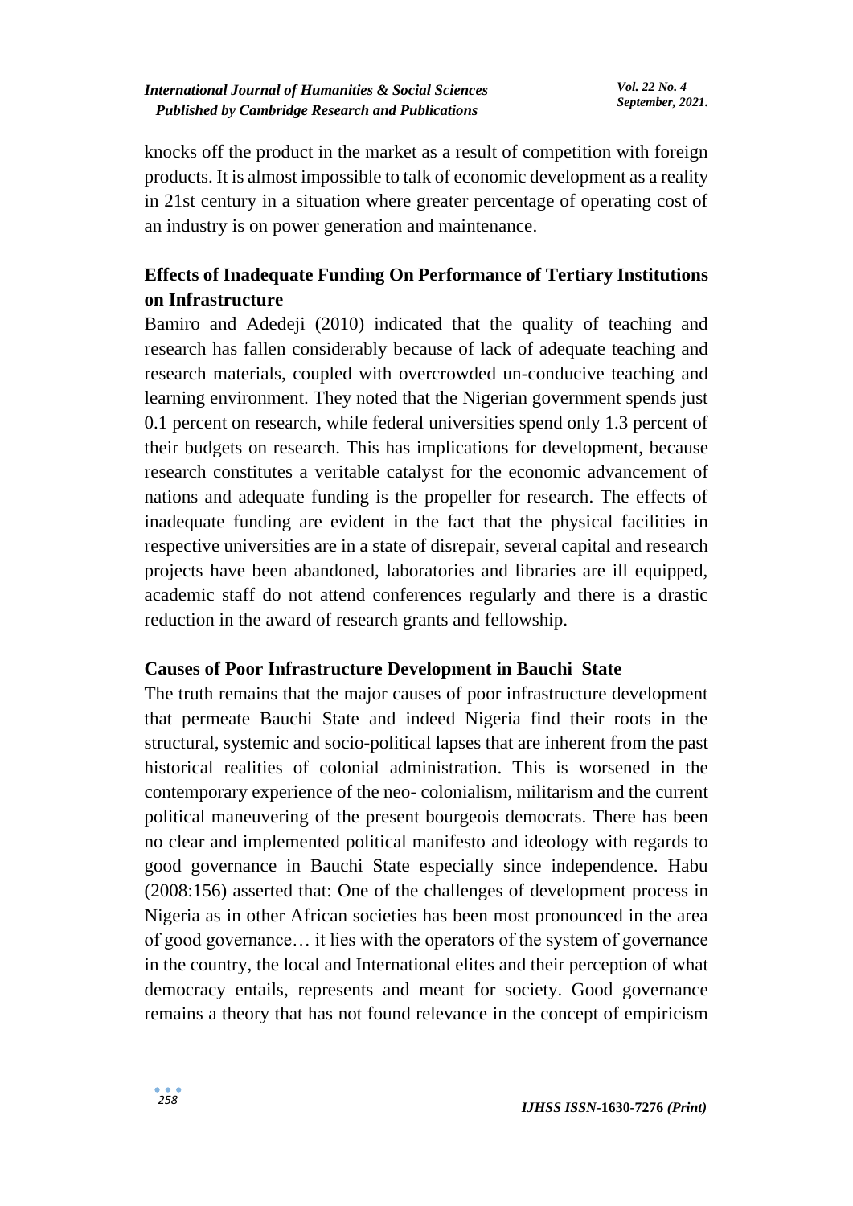knocks off the product in the market as a result of competition with foreign products. It is almost impossible to talk of economic development as a reality in 21st century in a situation where greater percentage of operating cost of an industry is on power generation and maintenance.

### Effects of Inadequate Funding On Performance of Tertiary Institutions on Infrastructure

Bamiro and Adedeji (2010) indicated that the quality of teaching and research has fallen considerably because of lack of adequate teaching and research materials, coupled with overcrowded un-conducive teaching and learning environment. They noted that the Nigerian government spends just 0.1 percent on research, while federal universities spend only 1.3 percent of their budgets on research. This has implications for development, because research constitutes a veritable catalyst for the economic advancement of nations and adequate funding is the propeller for research. The effects of inadequate funding are evident in the fact that the physical facilities in respective universities are in a state of disrepair, several capital and research projects have been abandoned, laboratories and libraries are ill equipped, academic staff do not attend conferences regularly and there is a drastic reduction in the award of research grants and fellowship.

### Causes of Poor Infrastructure Development in Bauchi State

The truth remains that the major causes of poor infrastructure development that permeate Bauchi State and indeed Nigeria find their roots in the structural, systemic and socio-political lapses that are inherent from the past historical realities of colonial administration. This is worsened in the contemporary experience of the neo- colonialism, militarism and the current political maneuvering of the present bourgeois democrats. There has been no clear and implemented political manifesto and ideology with regards to good governance in Bauchi State especially since independence. Habu (2008:156) asserted that: One of the challenges of development process in Nigeria as in other African societies has been most pronounced in the area of good governance… it lies with the operators of the system of governance in the country, the local and International elites and their perception of what democracy entails, represents and meant for society. Good governance remains a theory that has not found relevance in the concept of empiricism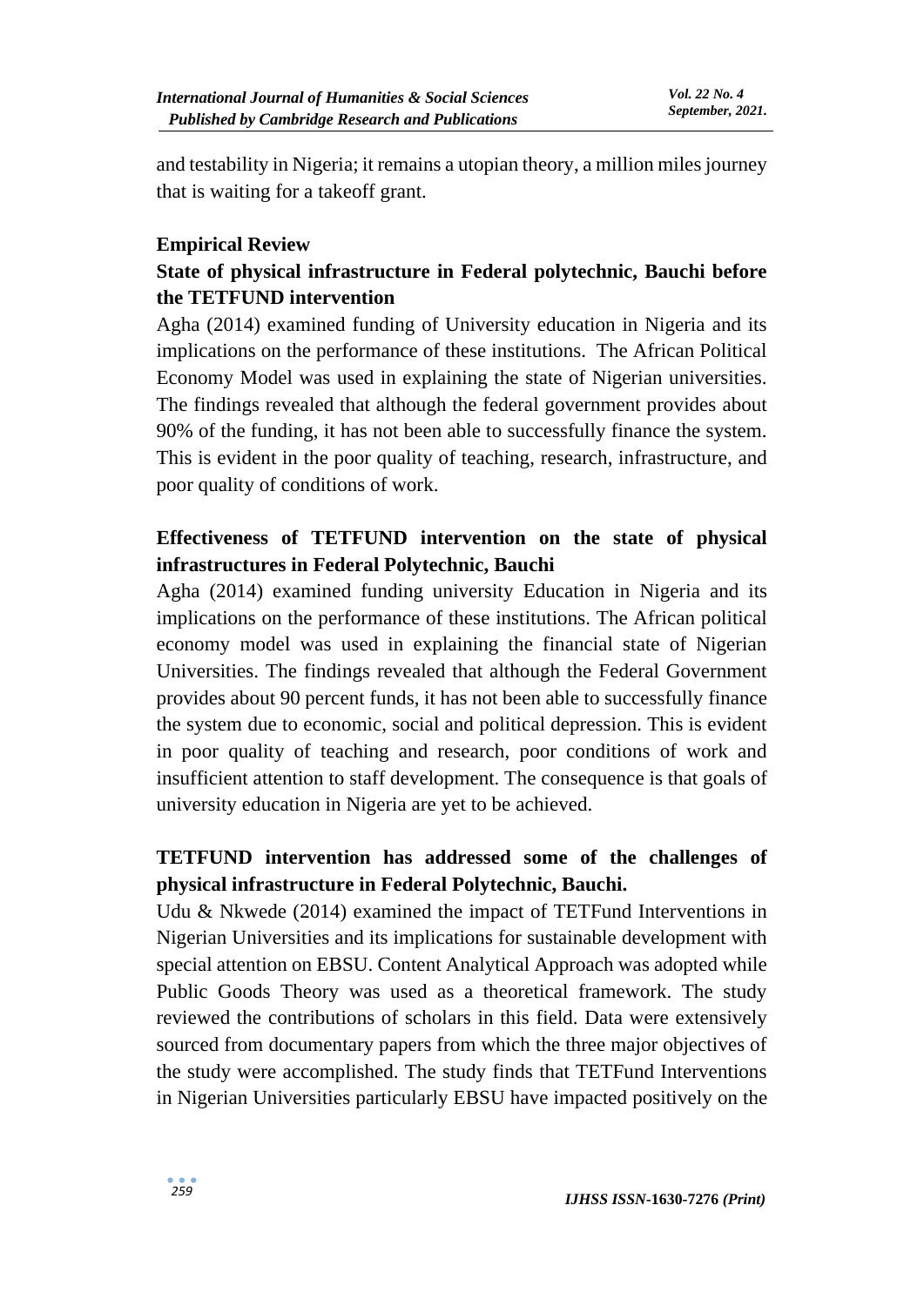and testability in Nigeria; it remains a utopian theory, a million miles journey that is waiting for a takeoff grant.

## Empirical Review

### State of physical infrastructure in Federal polytechnic, Bauchi before the TETFUND intervention

Agha (2014) examined funding of University education in Nigeria and its implications on the performance of these institutions. The African Political Economy Model was used in explaining the state of Nigerian universities. The findings revealed that although the federal government provides about 90% of the funding, it has not been able to successfully finance the system. This is evident in the poor quality of teaching, research, infrastructure, and poor quality of conditions of work.

### Effectiveness of TETFUND intervention on the state of physical infrastructures in Federal Polytechnic, Bauchi

Agha (2014) examined funding university Education in Nigeria and its implications on the performance of these institutions. The African political economy model was used in explaining the financial state of Nigerian Universities. The findings revealed that although the Federal Government provides about 90 percent funds, it has not been able to successfully finance the system due to economic, social and political depression. This is evident in poor quality of teaching and research, poor conditions of work and insufficient attention to staff development. The consequence is that goals of university education in Nigeria are yet to be achieved.

### TETFUND intervention has addressed some of the challenges of physical infrastructure in Federal Polytechnic, Bauchi.

Udu & Nkwede (2014) examined the impact of TETFund Interventions in Nigerian Universities and its implications for sustainable development with special attention on EBSU. Content Analytical Approach was adopted while Public Goods Theory was used as a theoretical framework. The study reviewed the contributions of scholars in this field. Data were extensively sourced from documentary papers from which the three major objectives of the study were accomplished. The study finds that TETFund Interventions in Nigerian Universities particularly EBSU have impacted positively on the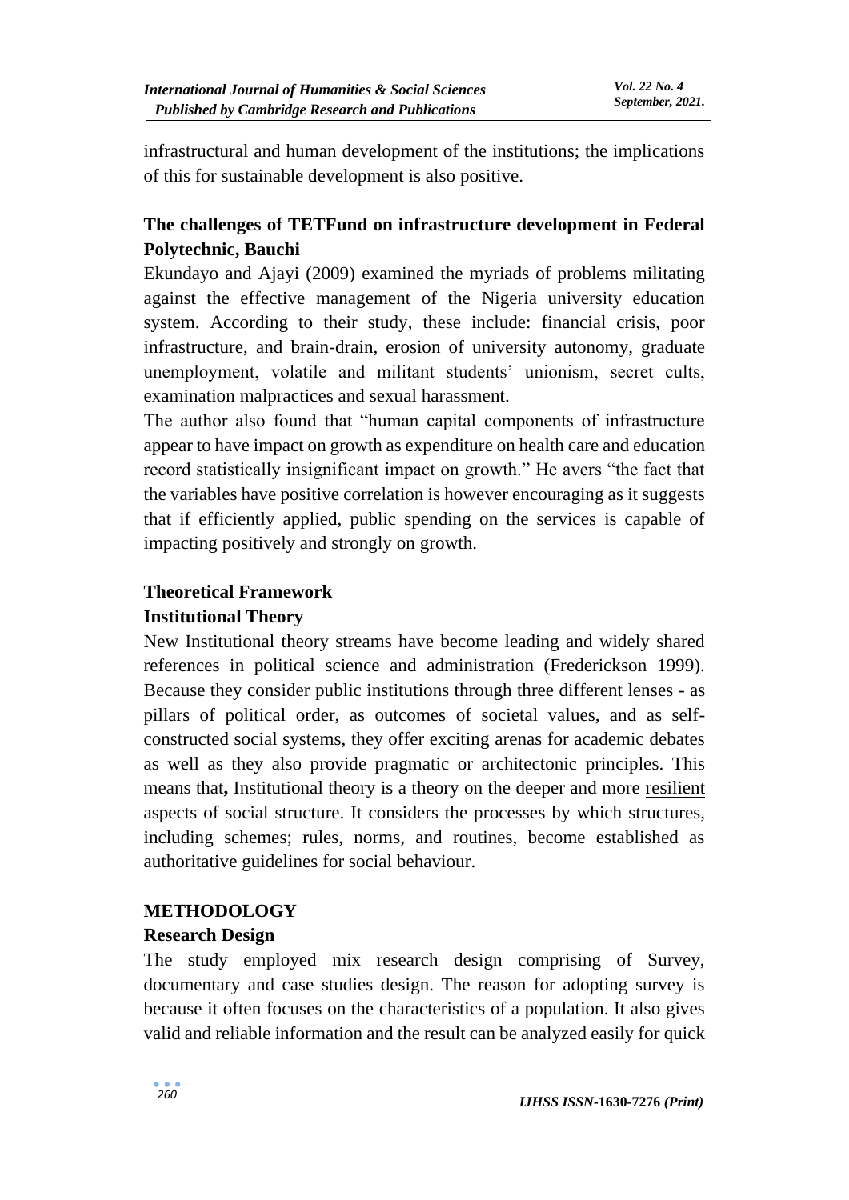infrastructural and human development of the institutions; the implications of this for sustainable development is also positive.

## The challenges of TETFund on infrastructure development in Federal Polytechnic, Bauchi

Ekundayo and Ajayi (2009) examined the myriads of problems militating against the effective management of the Nigeria university education system. According to their study, these include: financial crisis, poor infrastructure, and brain-drain, erosion of university autonomy, graduate unemployment, volatile and militant students' unionism, secret cults, examination malpractices and sexual harassment.

The author also found that "human capital components of infrastructure appear to have impact on growth as expenditure on health care and education record statistically insignificant impact on growth." He avers "the fact that the variables have positive correlation is however encouraging as it suggests that if efficiently applied, public spending on the services is capable of impacting positively and strongly on growth.

## Theoretical Framework

### Institutional Theory

New Institutional theory streams have become leading and widely shared references in political science and administration (Frederickson 1999). Because they consider public institutions through three different lenses - as pillars of political order, as outcomes of societal values, and as self-constructed social systems, they offer exciting arenas for academic debates as well as they also provide pragmatic or architectonic principles. This means that**,** Institutional theory is a theory on the deeper and more resilient aspects of social structure. It considers the processes by which structures, including schemes; rules, norms, and routines, become established as authoritative guidelines for social behaviour.

## METHODOLOGY

### Research Design

The study employed mix research design comprising of Survey, documentary and case studies design. The reason for adopting survey is because it often focuses on the characteristics of a population. It also gives valid and reliable information and the result can be analyzed easily for quick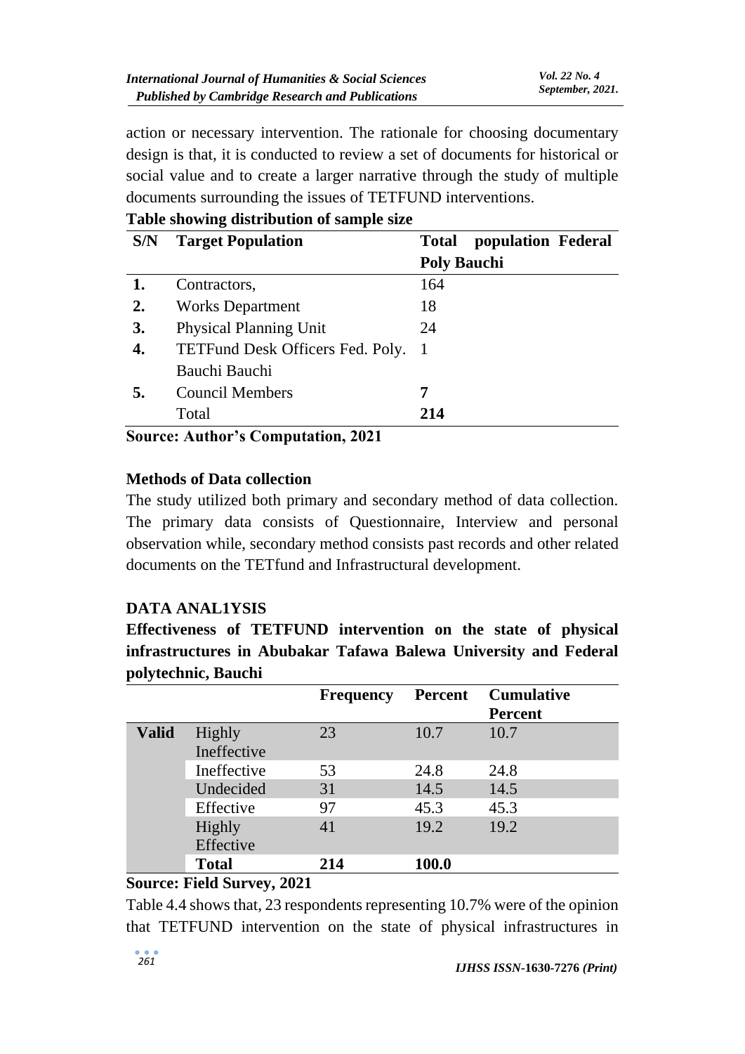action or necessary intervention. The rationale for choosing documentary design is that, it is conducted to review a set of documents for historical or social value and to create a larger narrative through the study of multiple documents surrounding the issues of TETFUND interventions.

**Table showing distribution of sample size**

| S/N | Target Population | Total population Federal Poly Bauchi |
|---|---|---|
| **1.** | Contractors, | 164 |
| **2.** | Works Department | 18 |
| **3.** | Physical Planning Unit | 24 |
| **4.** | TETFund Desk Officers Fed. Poly. Bauchi Bauchi | 1 |
| **5.** | Council Members | **7** |
| | Total | **214** |

**Source: Author's Computation, 2021**

### Methods of Data collection

The study utilized both primary and secondary method of data collection. The primary data consists of Questionnaire, Interview and personal observation while, secondary method consists past records and other related documents on the TETfund and Infrastructural development.

## DATA ANAL1YSIS

**Effectiveness of TETFUND intervention on the state of physical infrastructures in Abubakar Tafawa Balewa University and Federal polytechnic, Bauchi**

| | | Frequency | Percent | Cumulative Percent |
|---|---|---|---|---|
| **Valid** | Highly Ineffective | 23 | 10.7 | 10.7 |
| | Ineffective | 53 | 24.8 | 24.8 |
| | Undecided | 31 | 14.5 | 14.5 |
| | Effective | 97 | 45.3 | 45.3 |
| | Highly Effective | 41 | 19.2 | 19.2 |
| | **Total** | **214** | **100.0** | |

**Source: Field Survey, 2021**

Table 4.4 shows that, 23 respondents representing 10.7% were of the opinion that TETFUND intervention on the state of physical infrastructures in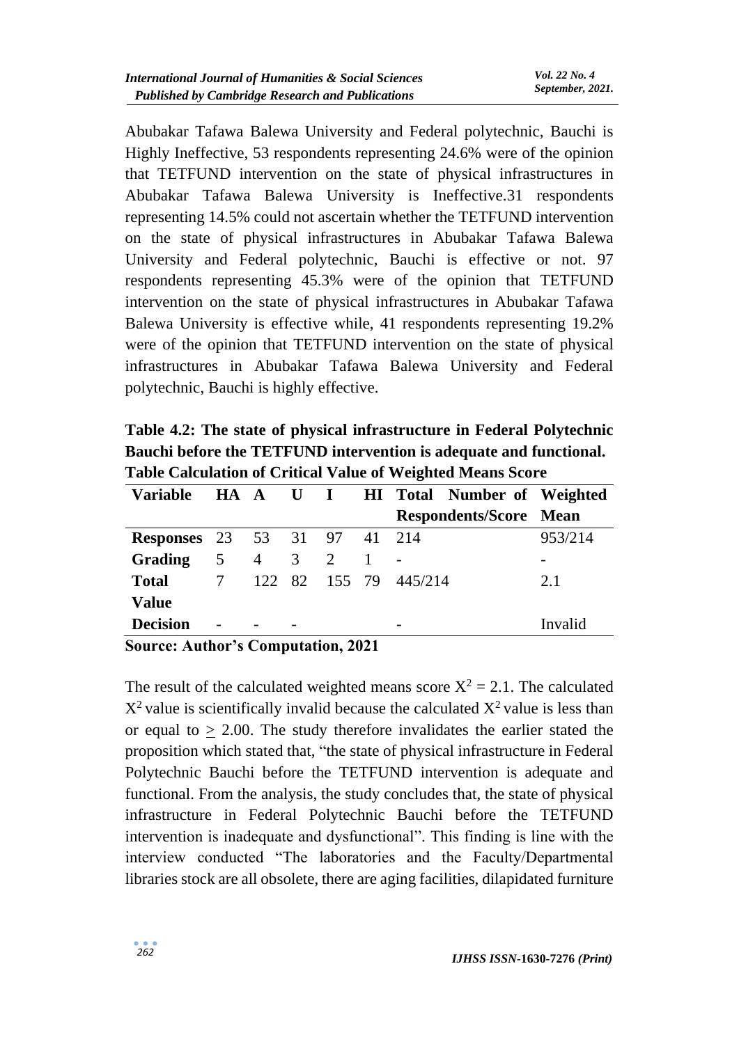Abubakar Tafawa Balewa University and Federal polytechnic, Bauchi is Highly Ineffective, 53 respondents representing 24.6% were of the opinion that TETFUND intervention on the state of physical infrastructures in Abubakar Tafawa Balewa University is Ineffective.31 respondents representing 14.5% could not ascertain whether the TETFUND intervention on the state of physical infrastructures in Abubakar Tafawa Balewa University and Federal polytechnic, Bauchi is effective or not. 97 respondents representing 45.3% were of the opinion that TETFUND intervention on the state of physical infrastructures in Abubakar Tafawa Balewa University is effective while, 41 respondents representing 19.2% were of the opinion that TETFUND intervention on the state of physical infrastructures in Abubakar Tafawa Balewa University and Federal polytechnic, Bauchi is highly effective.

**Table 4.2: The state of physical infrastructure in Federal Polytechnic Bauchi before the TETFUND intervention is adequate and functional. Table Calculation of Critical Value of Weighted Means Score**

| Variable | HA | A | U | I | HI | Total Number of Respondents/Score | Weighted Mean |
|---|---|---|---|---|---|---|---|
| **Responses** | 23 | 53 | 31 | 97 | 41 | 214 | 953/214 |
| **Grading** | 5 | 4 | 3 | 2 | 1 | - | - |
| **Total Value** | 7 | 122 | 82 | 155 | 79 | 445/214 | 2.1 |
| **Decision** | - | - | - | | | - | Invalid |

**Source: Author's Computation, 2021**

The result of the calculated weighted means score $X^2 = 2.1$. The calculated $X^2$ value is scientifically invalid because the calculated $X^2$ value is less than or equal to $\geq 2.00$. The study therefore invalidates the earlier stated the proposition which stated that, "the state of physical infrastructure in Federal Polytechnic Bauchi before the TETFUND intervention is adequate and functional. From the analysis, the study concludes that, the state of physical infrastructure in Federal Polytechnic Bauchi before the TETFUND intervention is inadequate and dysfunctional". This finding is line with the interview conducted "The laboratories and the Faculty/Departmental libraries stock are all obsolete, there are aging facilities, dilapidated furniture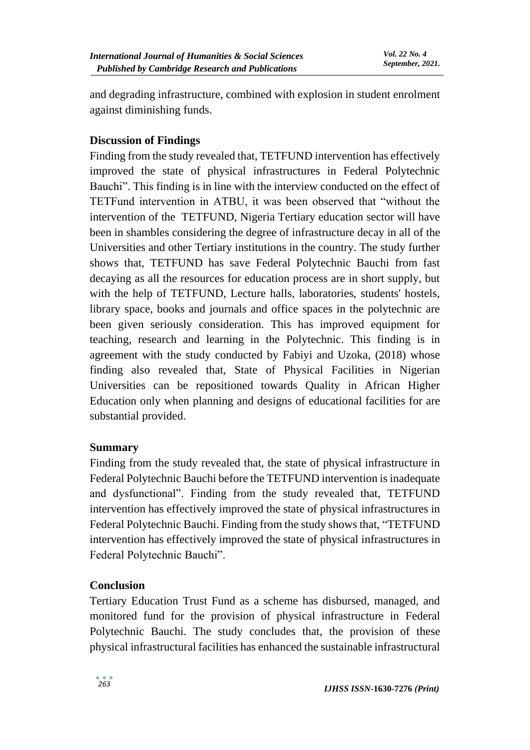and degrading infrastructure, combined with explosion in student enrolment against diminishing funds.

## Discussion of Findings

Finding from the study revealed that, TETFUND intervention has effectively improved the state of physical infrastructures in Federal Polytechnic Bauchi". This finding is in line with the interview conducted on the effect of TETFund intervention in ATBU, it was been observed that "without the intervention of the TETFUND, Nigeria Tertiary education sector will have been in shambles considering the degree of infrastructure decay in all of the Universities and other Tertiary institutions in the country. The study further shows that, TETFUND has save Federal Polytechnic Bauchi from fast decaying as all the resources for education process are in short supply, but with the help of TETFUND, Lecture halls, laboratories, students' hostels, library space, books and journals and office spaces in the polytechnic are been given seriously consideration. This has improved equipment for teaching, research and learning in the Polytechnic. This finding is in agreement with the study conducted by Fabiyi and Uzoka, (2018) whose finding also revealed that, State of Physical Facilities in Nigerian Universities can be repositioned towards Quality in African Higher Education only when planning and designs of educational facilities for are substantial provided.

## Summary

Finding from the study revealed that, the state of physical infrastructure in Federal Polytechnic Bauchi before the TETFUND intervention is inadequate and dysfunctional". Finding from the study revealed that, TETFUND intervention has effectively improved the state of physical infrastructures in Federal Polytechnic Bauchi. Finding from the study shows that, "TETFUND intervention has effectively improved the state of physical infrastructures in Federal Polytechnic Bauchi".

## Conclusion

Tertiary Education Trust Fund as a scheme has disbursed, managed, and monitored fund for the provision of physical infrastructure in Federal Polytechnic Bauchi. The study concludes that, the provision of these physical infrastructural facilities has enhanced the sustainable infrastructural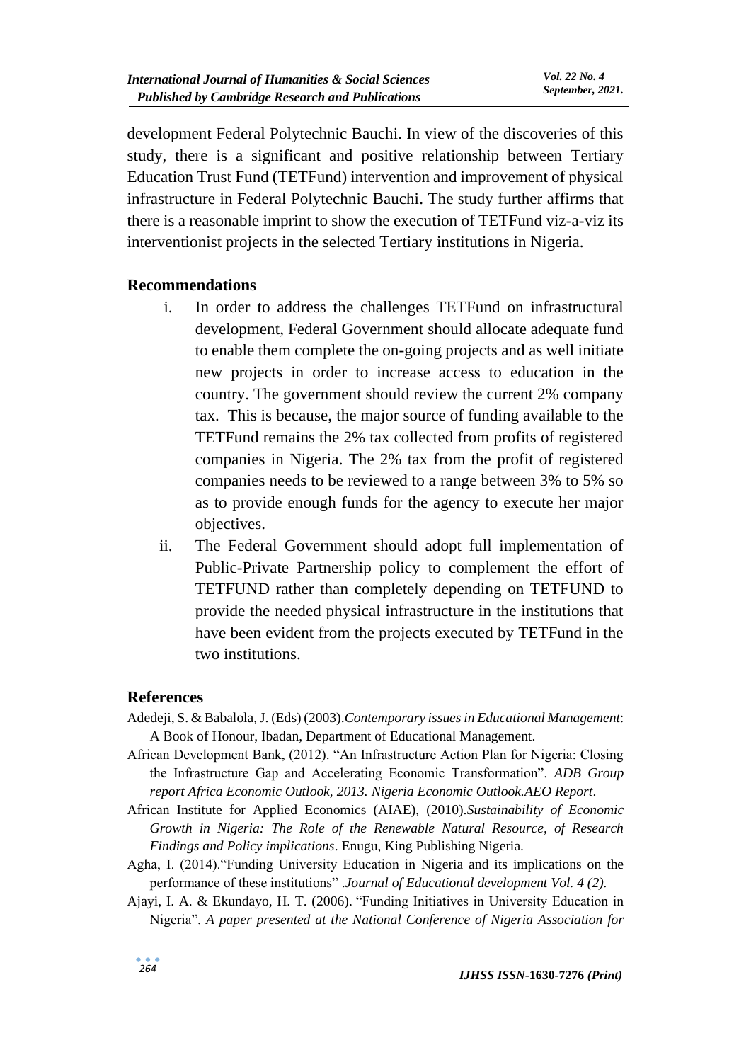development Federal Polytechnic Bauchi. In view of the discoveries of this study, there is a significant and positive relationship between Tertiary Education Trust Fund (TETFund) intervention and improvement of physical infrastructure in Federal Polytechnic Bauchi. The study further affirms that there is a reasonable imprint to show the execution of TETFund viz-a-viz its interventionist projects in the selected Tertiary institutions in Nigeria.

## Recommendations

i. In order to address the challenges TETFund on infrastructural development, Federal Government should allocate adequate fund to enable them complete the on-going projects and as well initiate new projects in order to increase access to education in the country. The government should review the current 2% company tax. This is because, the major source of funding available to the TETFund remains the 2% tax collected from profits of registered companies in Nigeria. The 2% tax from the profit of registered companies needs to be reviewed to a range between 3% to 5% so as to provide enough funds for the agency to execute her major objectives.

ii. The Federal Government should adopt full implementation of Public-Private Partnership policy to complement the effort of TETFUND rather than completely depending on TETFUND to provide the needed physical infrastructure in the institutions that have been evident from the projects executed by TETFund in the two institutions.

## References

Adedeji, S. & Babalola, J. (Eds) (2003).*Contemporary issues in Educational Management*: A Book of Honour, Ibadan, Department of Educational Management.

African Development Bank, (2012). "An Infrastructure Action Plan for Nigeria: Closing the Infrastructure Gap and Accelerating Economic Transformation". *ADB Group report Africa Economic Outlook, 2013. Nigeria Economic Outlook.AEO Report*.

African Institute for Applied Economics (AIAE), (2010).*Sustainability of Economic Growth in Nigeria: The Role of the Renewable Natural Resource, of Research Findings and Policy implications*. Enugu, King Publishing Nigeria.

Agha, I. (2014)."Funding University Education in Nigeria and its implications on the performance of these institutions" .*Journal of Educational development Vol. 4 (2).*

Ajayi, I. A. & Ekundayo, H. T. (2006). "Funding Initiatives in University Education in Nigeria". *A paper presented at the National Conference of Nigeria Association for*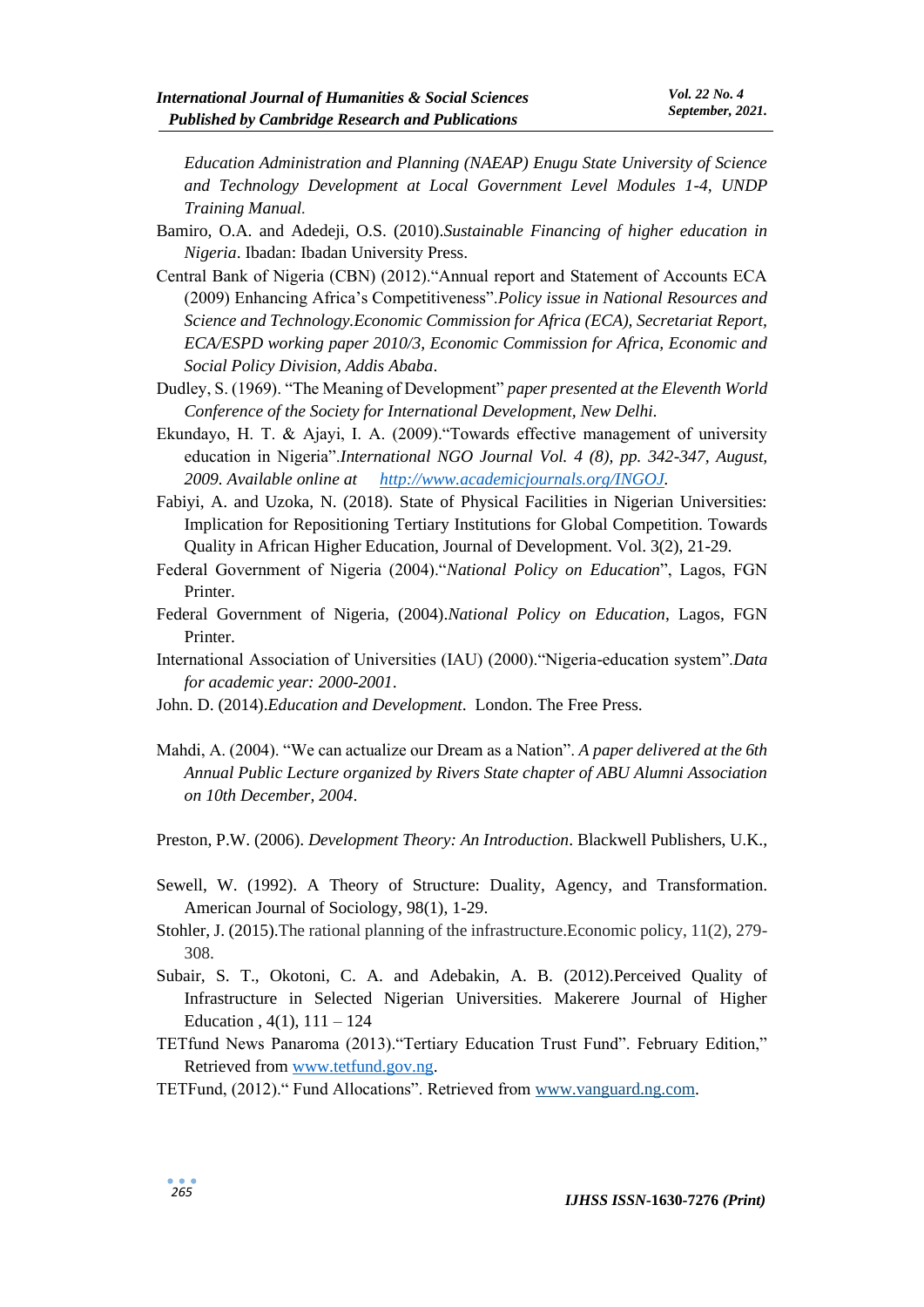*Education Administration and Planning (NAEAP) Enugu State University of Science and Technology Development at Local Government Level Modules 1-4, UNDP Training Manual.*

Bamiro, O.A. and Adedeji, O.S. (2010).*Sustainable Financing of higher education in Nigeria*. Ibadan: Ibadan University Press.

Central Bank of Nigeria (CBN) (2012)."Annual report and Statement of Accounts ECA (2009) Enhancing Africa's Competitiveness".*Policy issue in National Resources and Science and Technology.Economic Commission for Africa (ECA), Secretariat Report, ECA/ESPD working paper 2010/3, Economic Commission for Africa, Economic and Social Policy Division, Addis Ababa*.

Dudley, S. (1969). "The Meaning of Development" *paper presented at the Eleventh World Conference of the Society for International Development, New Delhi.*

Ekundayo, H. T. & Ajayi, I. A. (2009)."Towards effective management of university education in Nigeria".*International NGO Journal Vol. 4 (8), pp. 342-347, August, 2009. Available online at http://www.academicjournals.org/INGOJ.*

Fabiyi, A. and Uzoka, N. (2018). State of Physical Facilities in Nigerian Universities: Implication for Repositioning Tertiary Institutions for Global Competition. Towards Quality in African Higher Education, Journal of Development. Vol. 3(2), 21-29.

Federal Government of Nigeria (2004)."*National Policy on Education*", Lagos, FGN Printer.

Federal Government of Nigeria, (2004).*National Policy on Education*, Lagos, FGN Printer.

International Association of Universities (IAU) (2000)."Nigeria-education system".*Data for academic year: 2000-2001*.

John. D. (2014).*Education and Development*. London. The Free Press.

Mahdi, A. (2004). "We can actualize our Dream as a Nation". *A paper delivered at the 6th Annual Public Lecture organized by Rivers State chapter of ABU Alumni Association on 10th December, 2004*.

Preston, P.W. (2006). *Development Theory: An Introduction*. Blackwell Publishers, U.K.,

Sewell, W. (1992). A Theory of Structure: Duality, Agency, and Transformation. American Journal of Sociology, 98(1), 1-29.

Stohler, J. (2015).The rational planning of the infrastructure.Economic policy, 11(2), 279-308.

Subair, S. T., Okotoni, C. A. and Adebakin, A. B. (2012).Perceived Quality of Infrastructure in Selected Nigerian Universities. Makerere Journal of Higher Education , 4(1), 111 – 124

TETfund News Panaroma (2013)."Tertiary Education Trust Fund". February Edition," Retrieved from www.tetfund.gov.ng.

TETFund, (2012)." Fund Allocations". Retrieved from www.vanguard.ng.com.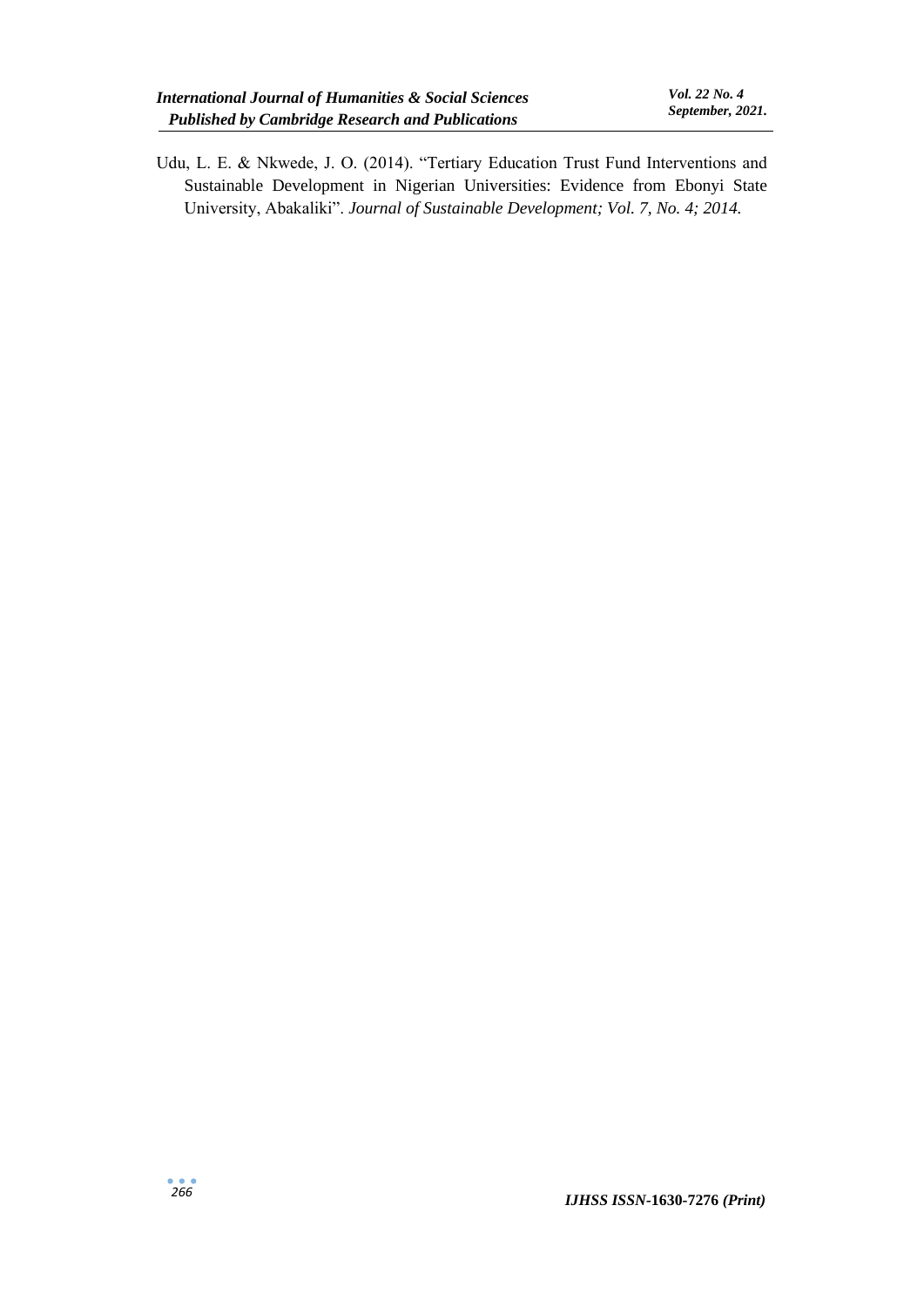Udu, L. E. & Nkwede, J. O. (2014). “Tertiary Education Trust Fund Interventions and Sustainable Development in Nigerian Universities: Evidence from Ebonyi State University, Abakaliki”. *Journal of Sustainable Development; Vol. 7, No. 4; 2014.*